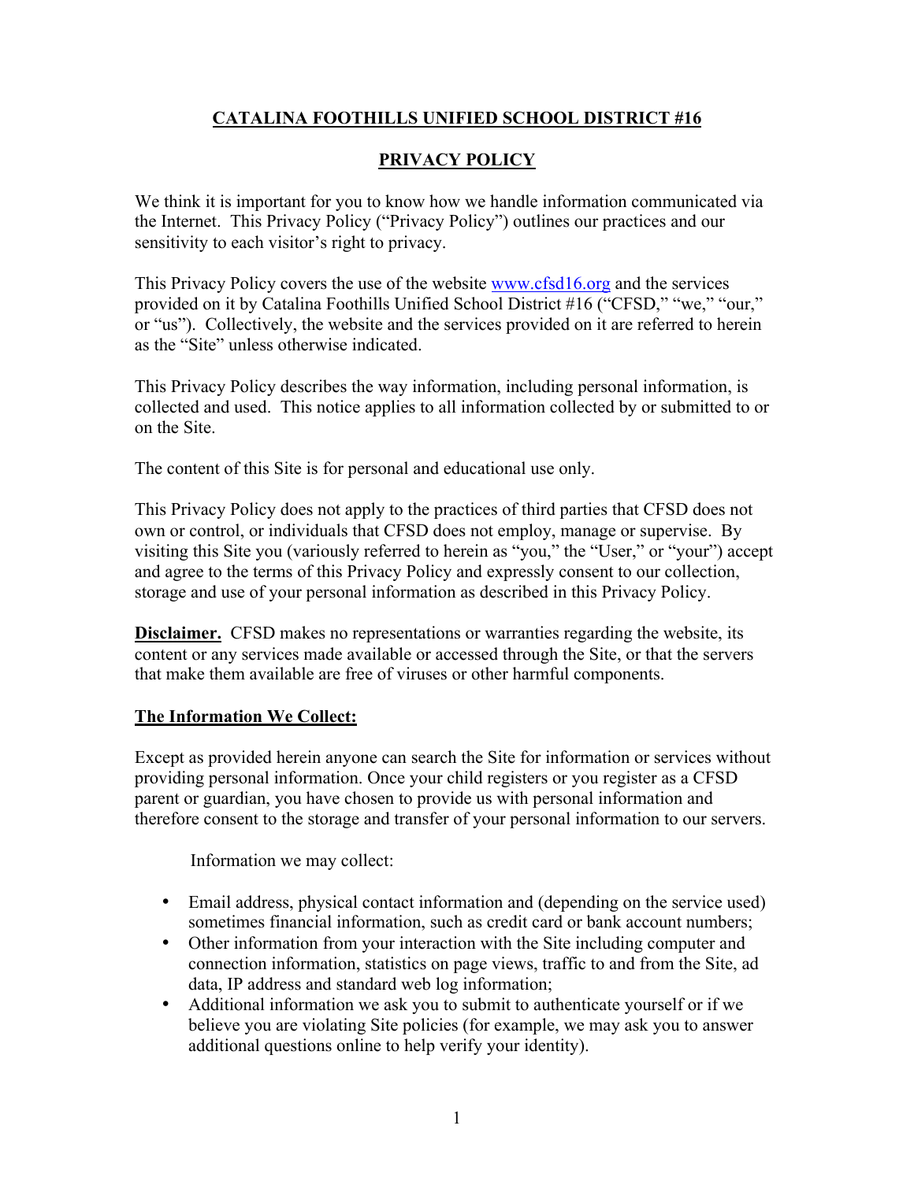# CATALINA FOOTHILLS UNIFIED SCHOOL DISTRICT #16

## PRIVACY POLICY

We think it is important for you to know how we handle information communicated via the Internet. This Privacy Policy ("Privacy Policy") outlines our practices and our sensitivity to each visitor's right to privacy.

This Privacy Policy covers the use of the website [www.cfsd16.org](http://www.cfsd16.org) and the services provided on it by Catalina Foothills Unified School District #16 ("CFSD," "we," "our," or "us"). Collectively, the website and the services provided on it are referred to herein as the "Site" unless otherwise indicated.

This Privacy Policy describes the way information, including personal information, is collected and used. This notice applies to all information collected by or submitted to or on the Site.

The content of this Site is for personal and educational use only.

This Privacy Policy does not apply to the practices of third parties that CFSD does not own or control, or individuals that CFSD does not employ, manage or supervise. By visiting this Site you (variously referred to herein as "you," the "User," or "your") accept and agree to the terms of this Privacy Policy and expressly consent to our collection, storage and use of your personal information as described in this Privacy Policy.

**Disclaimer.** CFSD makes no representations or warranties regarding the website, its content or any services made available or accessed through the Site, or that the servers that make them available are free of viruses or other harmful components.

### The Information We Collect:

Except as provided herein anyone can search the Site for information or services without providing personal information. Once your child registers or you register as a CFSD parent or guardian, you have chosen to provide us with personal information and therefore consent to the storage and transfer of your personal information to our servers.

Information we may collect:

- Email address, physical contact information and (depending on the service used) sometimes financial information, such as credit card or bank account numbers;
- Other information from your interaction with the Site including computer and connection information, statistics on page views, traffic to and from the Site, ad data, IP address and standard web log information;
- Additional information we ask you to submit to authenticate yourself or if we believe you are violating Site policies (for example, we may ask you to answer additional questions online to help verify your identity).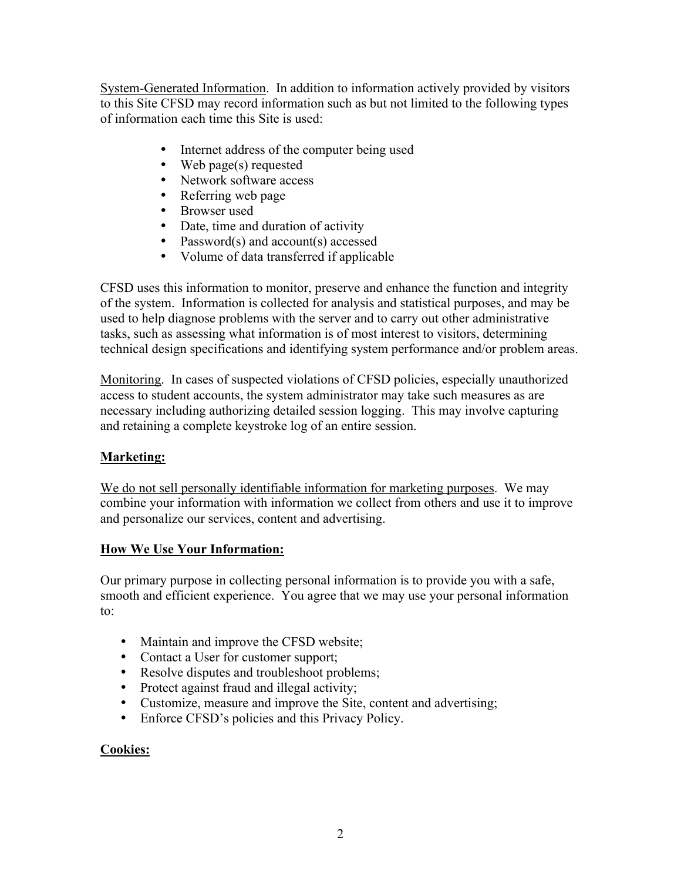System-Generated Information. In addition to information actively provided by visitors to this Site CFSD may record information such as but not limited to the following types of information each time this Site is used:

- Internet address of the computer being used
- Web page(s) requested
- Network software access
- Referring web page
- Browser used
- Date, time and duration of activity
- Password(s) and account(s) accessed
- Volume of data transferred if applicable

CFSD uses this information to monitor, preserve and enhance the function and integrity of the system. Information is collected for analysis and statistical purposes, and may be used to help diagnose problems with the server and to carry out other administrative tasks, such as assessing what information is of most interest to visitors, determining technical design specifications and identifying system performance and/or problem areas.

Monitoring. In cases of suspected violations of CFSD policies, especially unauthorized access to student accounts, the system administrator may take such measures as are necessary including authorizing detailed session logging. This may involve capturing and retaining a complete keystroke log of an entire session.

**Marketing:**

We do not sell personally identifiable information for marketing purposes. We may combine your information with information we collect from others and use it to improve and personalize our services, content and advertising.

**How We Use Your Information:**

Our primary purpose in collecting personal information is to provide you with a safe, smooth and efficient experience. You agree that we may use your personal information to:

- Maintain and improve the CFSD website;
- Contact a User for customer support;
- Resolve disputes and troubleshoot problems;
- Protect against fraud and illegal activity;
- Customize, measure and improve the Site, content and advertising;
- Enforce CFSD's policies and this Privacy Policy.

**Cookies:**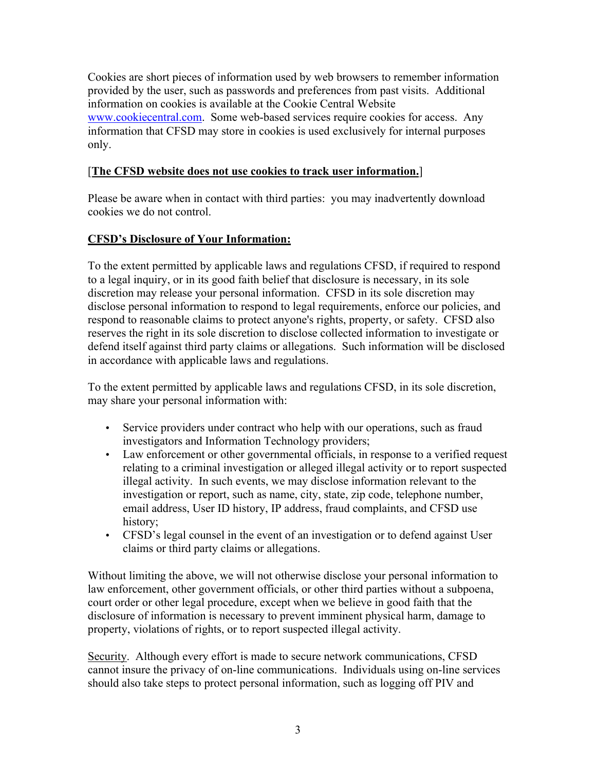Cookies are short pieces of information used by web browsers to remember information provided by the user, such as passwords and preferences from past visits. Additional information on cookies is available at the Cookie Central Website www.cookiecentral.com. Some web-based services require cookies for access. Any information that CFSD may store in cookies is used exclusively for internal purposes only.

[**The CFSD website does not use cookies to track user information.**]

Please be aware when in contact with third parties: you may inadvertently download cookies we do not control.

**CFSD's Disclosure of Your Information:**

To the extent permitted by applicable laws and regulations CFSD, if required to respond to a legal inquiry, or in its good faith belief that disclosure is necessary, in its sole discretion may release your personal information. CFSD in its sole discretion may disclose personal information to respond to legal requirements, enforce our policies, and respond to reasonable claims to protect anyone's rights, property, or safety. CFSD also reserves the right in its sole discretion to disclose collected information to investigate or defend itself against third party claims or allegations. Such information will be disclosed in accordance with applicable laws and regulations.

To the extent permitted by applicable laws and regulations CFSD, in its sole discretion, may share your personal information with:

- Service providers under contract who help with our operations, such as fraud investigators and Information Technology providers;
- Law enforcement or other governmental officials, in response to a verified request relating to a criminal investigation or alleged illegal activity or to report suspected illegal activity. In such events, we may disclose information relevant to the investigation or report, such as name, city, state, zip code, telephone number, email address, User ID history, IP address, fraud complaints, and CFSD use history;
- CFSD's legal counsel in the event of an investigation or to defend against User claims or third party claims or allegations.

Without limiting the above, we will not otherwise disclose your personal information to law enforcement, other government officials, or other third parties without a subpoena, court order or other legal procedure, except when we believe in good faith that the disclosure of information is necessary to prevent imminent physical harm, damage to property, violations of rights, or to report suspected illegal activity.

Security. Although every effort is made to secure network communications, CFSD cannot insure the privacy of on-line communications. Individuals using on-line services should also take steps to protect personal information, such as logging off PIV and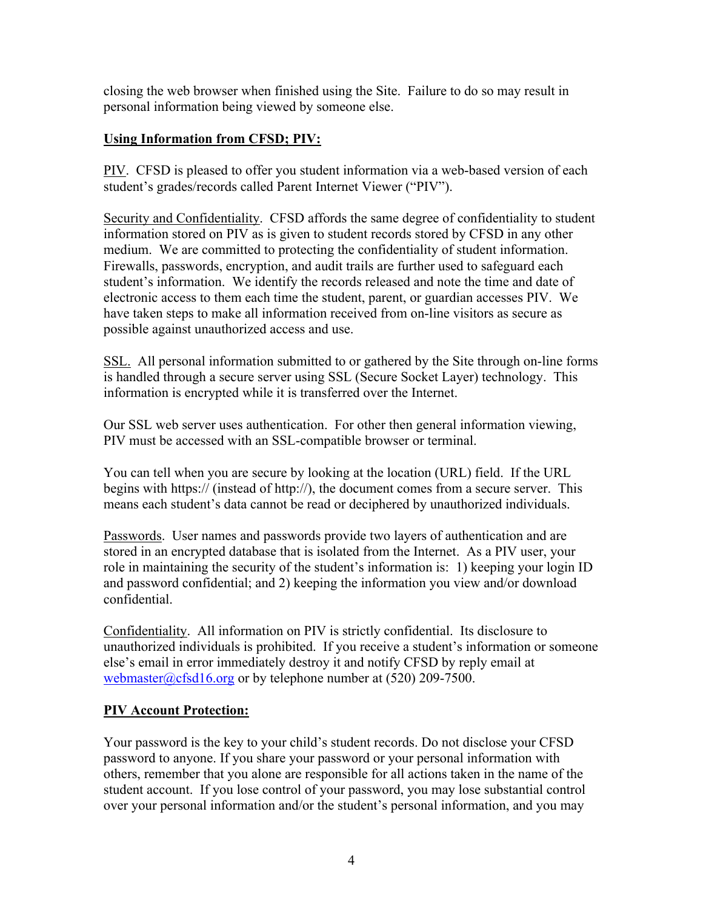closing the web browser when finished using the Site. Failure to do so may result in personal information being viewed by someone else.

**<u>Using Information from CFSD; PIV:</u>**

<u>PIV</u>. CFSD is pleased to offer you student information via a web-based version of each student's grades/records called Parent Internet Viewer ("PIV").

<u>Security and Confidentiality</u>. CFSD affords the same degree of confidentiality to student information stored on PIV as is given to student records stored by CFSD in any other medium. We are committed to protecting the confidentiality of student information. Firewalls, passwords, encryption, and audit trails are further used to safeguard each student's information. We identify the records released and note the time and date of electronic access to them each time the student, parent, or guardian accesses PIV. We have taken steps to make all information received from on-line visitors as secure as possible against unauthorized access and use.

<u>SSL.</u> All personal information submitted to or gathered by the Site through on-line forms is handled through a secure server using SSL (Secure Socket Layer) technology. This information is encrypted while it is transferred over the Internet.

Our SSL web server uses authentication. For other then general information viewing, PIV must be accessed with an SSL-compatible browser or terminal.

You can tell when you are secure by looking at the location (URL) field. If the URL begins with https:// (instead of http://), the document comes from a secure server. This means each student's data cannot be read or deciphered by unauthorized individuals.

<u>Passwords</u>. User names and passwords provide two layers of authentication and are stored in an encrypted database that is isolated from the Internet. As a PIV user, your role in maintaining the security of the student's information is: 1) keeping your login ID and password confidential; and 2) keeping the information you view and/or download confidential.

<u>Confidentiality</u>. All information on PIV is strictly confidential. Its disclosure to unauthorized individuals is prohibited. If you receive a student's information or someone else's email in error immediately destroy it and notify CFSD by reply email at webmaster@cfsd16.org or by telephone number at (520) 209-7500.

**<u>PIV Account Protection:</u>**

Your password is the key to your child's student records. Do not disclose your CFSD password to anyone. If you share your password or your personal information with others, remember that you alone are responsible for all actions taken in the name of the student account. If you lose control of your password, you may lose substantial control over your personal information and/or the student's personal information, and you may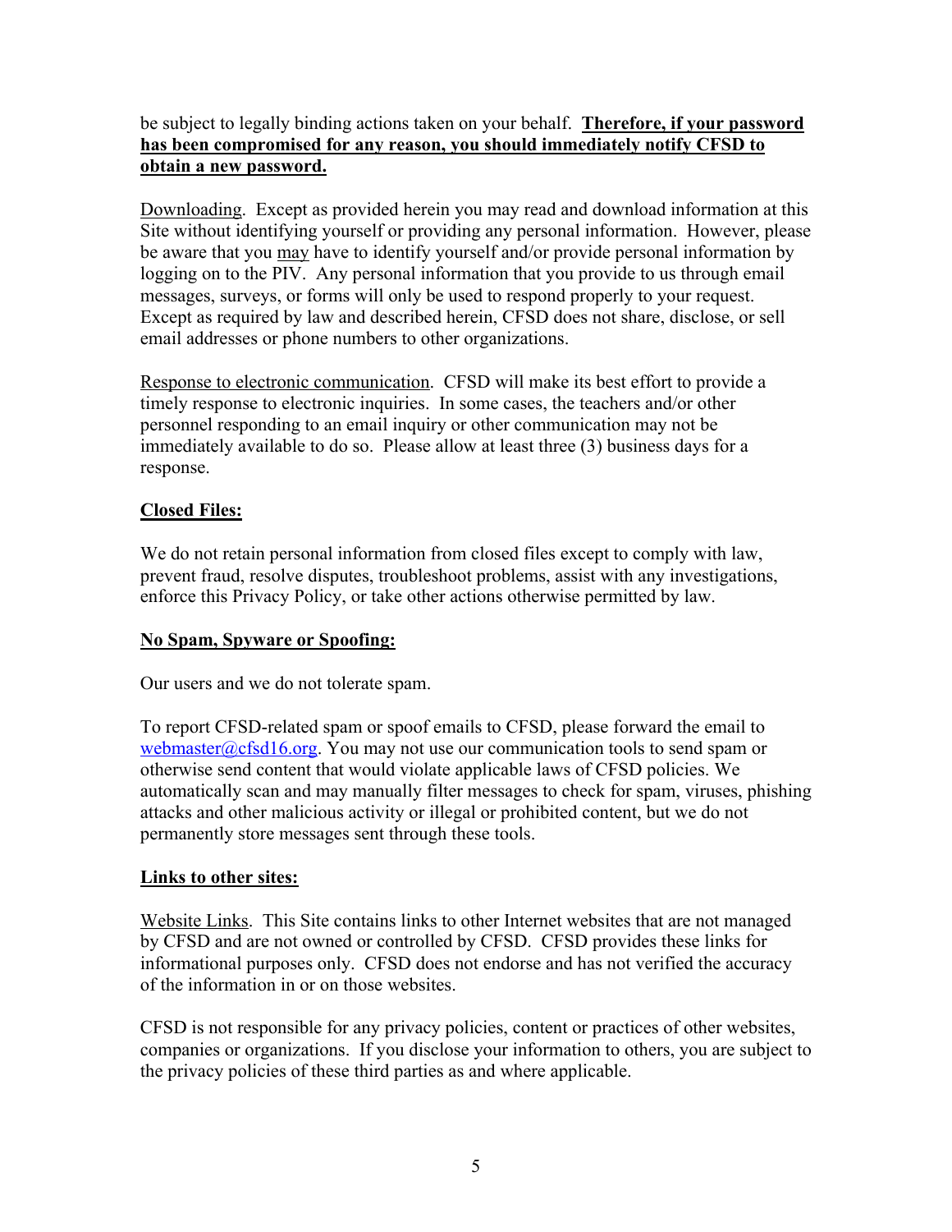be subject to legally binding actions taken on your behalf. **Therefore, if your password has been compromised for any reason, you should immediately notify CFSD to obtain a new password.**

Downloading. Except as provided herein you may read and download information at this Site without identifying yourself or providing any personal information. However, please be aware that you may have to identify yourself and/or provide personal information by logging on to the PIV. Any personal information that you provide to us through email messages, surveys, or forms will only be used to respond properly to your request. Except as required by law and described herein, CFSD does not share, disclose, or sell email addresses or phone numbers to other organizations.

Response to electronic communication. CFSD will make its best effort to provide a timely response to electronic inquiries. In some cases, the teachers and/or other personnel responding to an email inquiry or other communication may not be immediately available to do so. Please allow at least three (3) business days for a response.

**Closed Files:**

We do not retain personal information from closed files except to comply with law, prevent fraud, resolve disputes, troubleshoot problems, assist with any investigations, enforce this Privacy Policy, or take other actions otherwise permitted by law.

**No Spam, Spyware or Spoofing:**

Our users and we do not tolerate spam.

To report CFSD-related spam or spoof emails to CFSD, please forward the email to webmaster@cfsd16.org. You may not use our communication tools to send spam or otherwise send content that would violate applicable laws of CFSD policies. We automatically scan and may manually filter messages to check for spam, viruses, phishing attacks and other malicious activity or illegal or prohibited content, but we do not permanently store messages sent through these tools.

**Links to other sites:**

Website Links. This Site contains links to other Internet websites that are not managed by CFSD and are not owned or controlled by CFSD. CFSD provides these links for informational purposes only. CFSD does not endorse and has not verified the accuracy of the information in or on those websites.

CFSD is not responsible for any privacy policies, content or practices of other websites, companies or organizations. If you disclose your information to others, you are subject to the privacy policies of these third parties as and where applicable.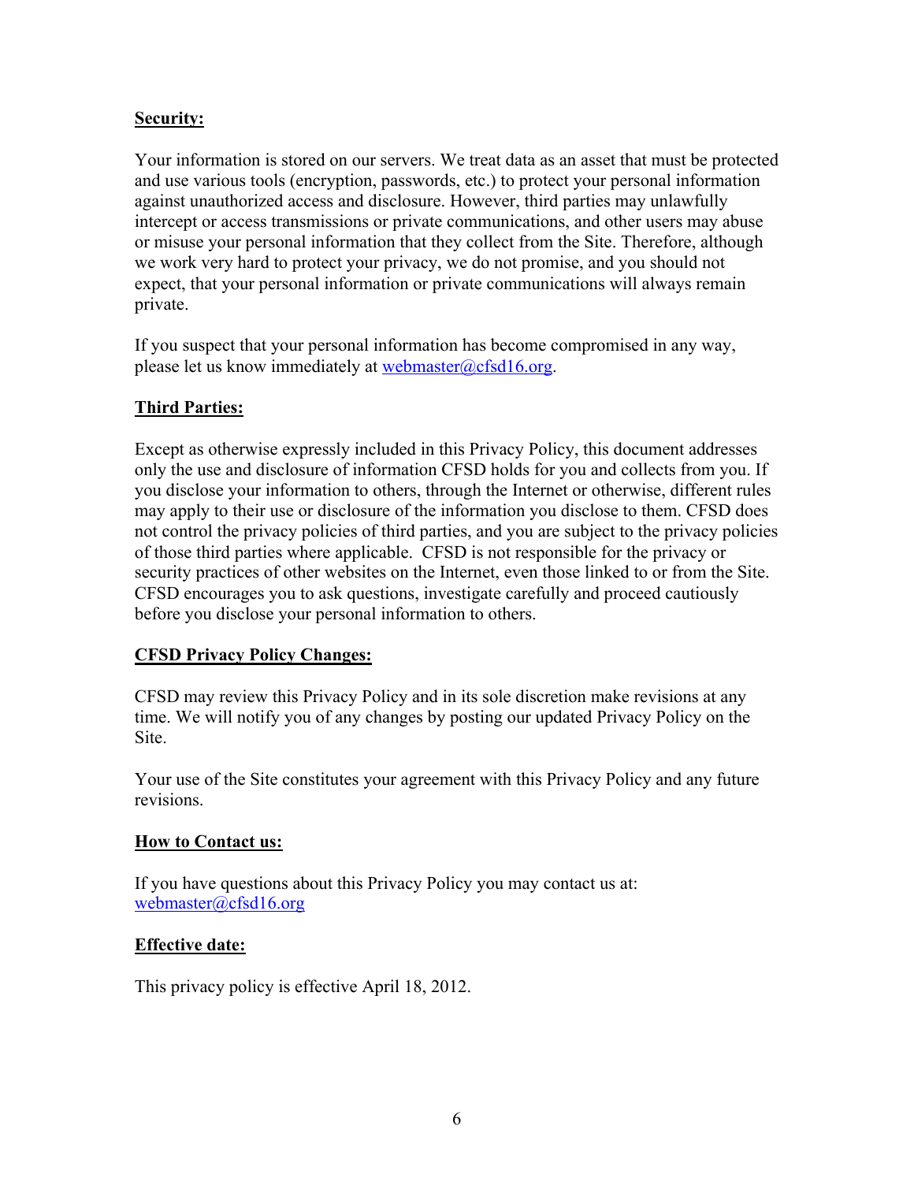**Security:**

Your information is stored on our servers. We treat data as an asset that must be protected and use various tools (encryption, passwords, etc.) to protect your personal information against unauthorized access and disclosure. However, third parties may unlawfully intercept or access transmissions or private communications, and other users may abuse or misuse your personal information that they collect from the Site. Therefore, although we work very hard to protect your privacy, we do not promise, and you should not expect, that your personal information or private communications will always remain private.

If you suspect that your personal information has become compromised in any way, please let us know immediately at webmaster@cfsd16.org.

**Third Parties:**

Except as otherwise expressly included in this Privacy Policy, this document addresses only the use and disclosure of information CFSD holds for you and collects from you. If you disclose your information to others, through the Internet or otherwise, different rules may apply to their use or disclosure of the information you disclose to them. CFSD does not control the privacy policies of third parties, and you are subject to the privacy policies of those third parties where applicable. CFSD is not responsible for the privacy or security practices of other websites on the Internet, even those linked to or from the Site. CFSD encourages you to ask questions, investigate carefully and proceed cautiously before you disclose your personal information to others.

**CFSD Privacy Policy Changes:**

CFSD may review this Privacy Policy and in its sole discretion make revisions at any time. We will notify you of any changes by posting our updated Privacy Policy on the Site.

Your use of the Site constitutes your agreement with this Privacy Policy and any future revisions.

**How to Contact us:**

If you have questions about this Privacy Policy you may contact us at: webmaster@cfsd16.org

**Effective date:**

This privacy policy is effective April 18, 2012.